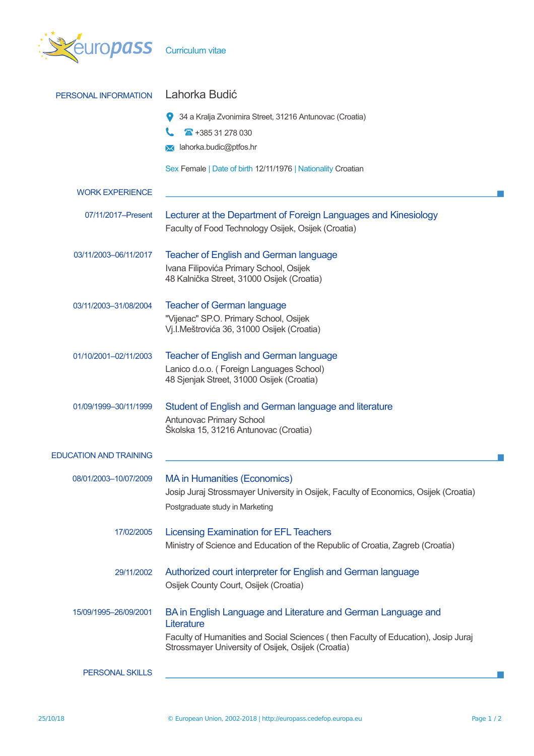europass Curriculum vitae

## PERSONAL INFORMATION

# Lahorka Budić

34 a Kralja Zvonimira Street, 31216 Antunovac (Croatia)

☎ +385 31 278 030

lahorka.budic@ptfos.hr

Sex Female | Date of birth 12/11/1976 | Nationality Croatian

## WORK EXPERIENCE

07/11/2017–Present

### Lecturer at the Department of Foreign Languages and Kinesiology

Faculty of Food Technology Osijek, Osijek (Croatia)

03/11/2003–06/11/2017

### Teacher of English and German language

Ivana Filipovića Primary School, Osijek
48 Kalnička Street, 31000 Osijek (Croatia)

03/11/2003–31/08/2004

### Teacher of German language

"Vijenac" SP.O. Primary School, Osijek
Vj.I.Meštrovića 36, 31000 Osijek (Croatia)

01/10/2001–02/11/2003

### Teacher of English and German language

Lanico d.o.o. ( Foreign Languages School)
48 Sjenjak Street, 31000 Osijek (Croatia)

01/09/1999–30/11/1999

### Student of English and German language and literature

Antunovac Primary School
Školska 15, 31216 Antunovac (Croatia)

## EDUCATION AND TRAINING

08/01/2003–10/07/2009

### MA in Humanities (Economics)

Josip Juraj Strossmayer University in Osijek, Faculty of Economics, Osijek (Croatia)

Postgraduate study in Marketing

17/02/2005

### Licensing Examination for EFL Teachers

Ministry of Science and Education of the Republic of Croatia, Zagreb (Croatia)

29/11/2002

### Authorized court interpreter for English and German language

Osijek County Court, Osijek (Croatia)

15/09/1995–26/09/2001

### BA in English Language and Literature and German Language and Literature

Faculty of Humanities and Social Sciences ( then Faculty of Education), Josip Juraj Strossmayer University of Osijek, Osijek (Croatia)

## PERSONAL SKILLS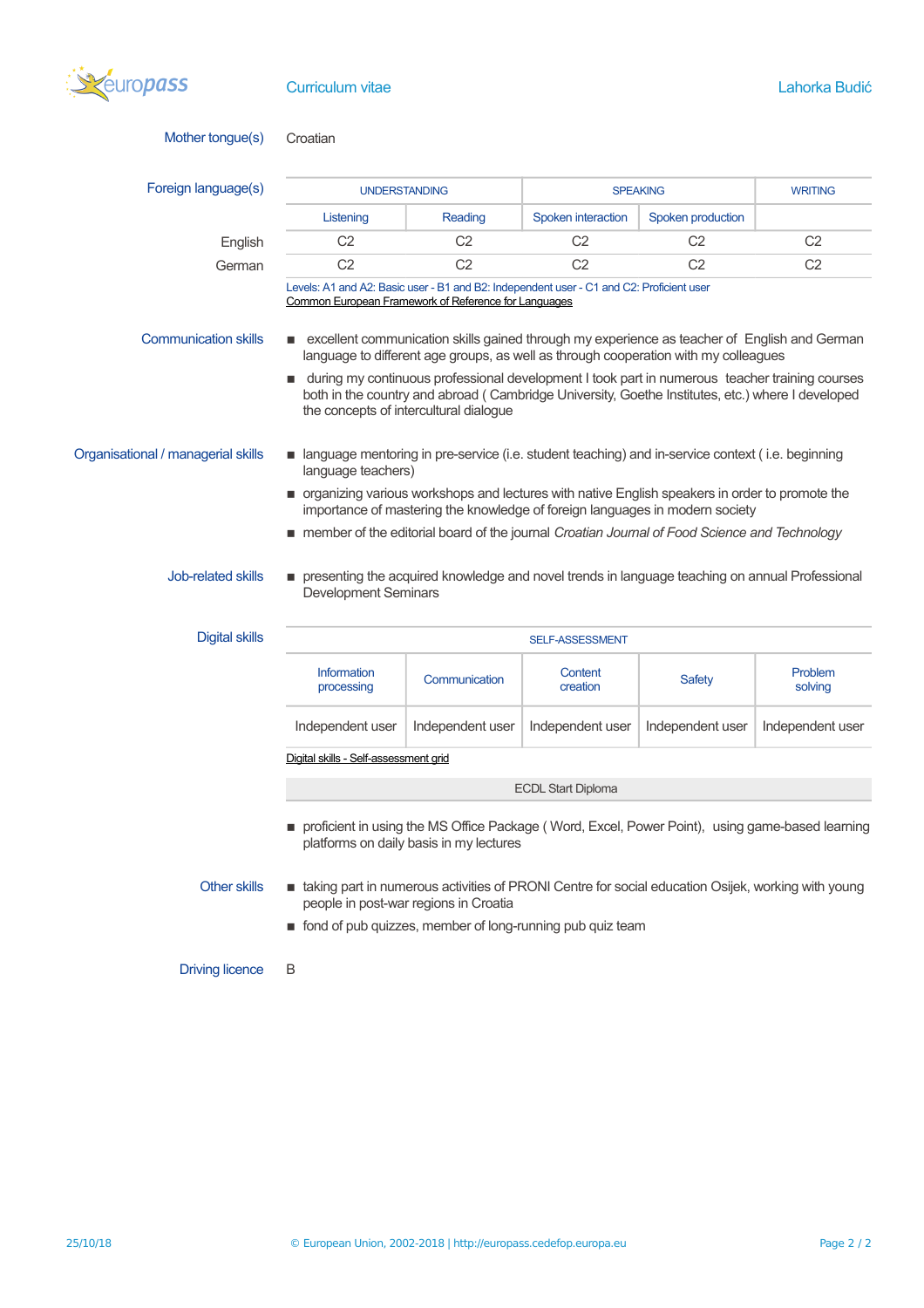Mother tongue(s): Croatian

Foreign language(s)

| | UNDERSTANDING | | SPEAKING | | WRITING |
|---|---|---|---|---|---|
| | Listening | Reading | Spoken interaction | Spoken production | |
| English | C2 | C2 | C2 | C2 | C2 |
| German | C2 | C2 | C2 | C2 | C2 |

Levels: A1 and A2: Basic user - B1 and B2: Independent user - C1 and C2: Proficient user
Common European Framework of Reference for Languages

**Communication skills**

- excellent communication skills gained through my experience as teacher of English and German language to different age groups, as well as through cooperation with my colleagues
- during my continuous professional development I took part in numerous teacher training courses both in the country and abroad ( Cambridge University, Goethe Institutes, etc.) where I developed the concepts of intercultural dialogue

**Organisational / managerial skills**

- language mentoring in pre-service (i.e. student teaching) and in-service context ( i.e. beginning language teachers)
- organizing various workshops and lectures with native English speakers in order to promote the importance of mastering the knowledge of foreign languages in modern society
- member of the editorial board of the journal *Croatian Journal of Food Science and Technology*

**Job-related skills**

- presenting the acquired knowledge and novel trends in language teaching on annual Professional Development Seminars

**Digital skills**

| SELF-ASSESSMENT | | | | |
|---|---|---|---|---|
| Information processing | Communication | Content creation | Safety | Problem solving |
| Independent user | Independent user | Independent user | Independent user | Independent user |

Digital skills - Self-assessment grid

ECDL Start Diploma

- proficient in using the MS Office Package ( Word, Excel, Power Point), using game-based learning platforms on daily basis in my lectures

**Other skills**

- taking part in numerous activities of PRONI Centre for social education Osijek, working with young people in post-war regions in Croatia
- fond of pub quizzes, member of long-running pub quiz team

**Driving licence**: B